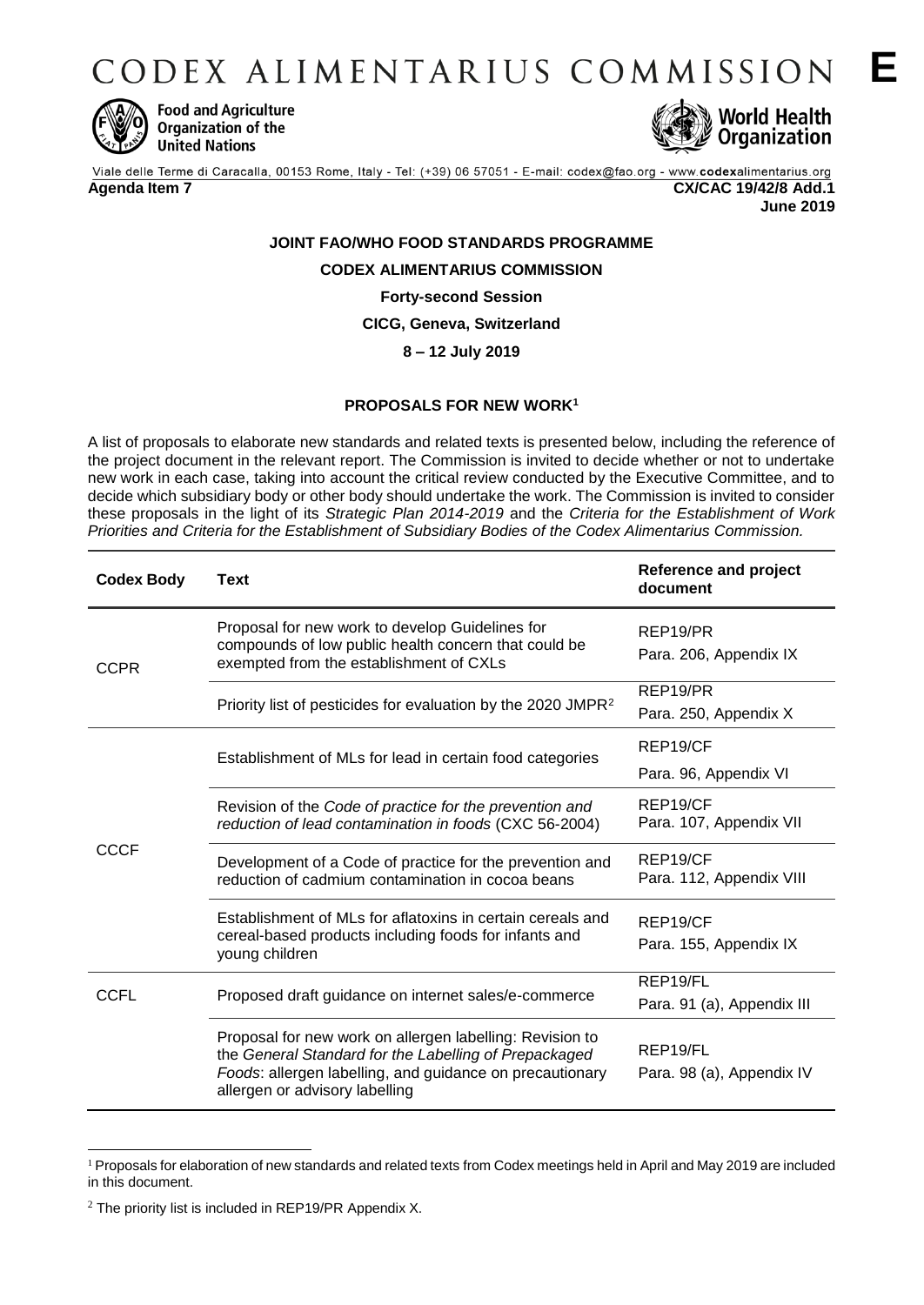# CODEX ALIMENTARIUS COMMISSION **E**

Food and Agriculture Organization of the United Nations

World Health Organization

Viale delle Terme di Caracalla, 00153 Rome, Italy - Tel: (+39) 06 57051 - E-mail: codex@fao.org - www.codexalimentarius.org

**Agenda Item 7** **CX/CAC 19/42/8 Add.1**

**June 2019**

**JOINT FAO/WHO FOOD STANDARDS PROGRAMME**

**CODEX ALIMENTARIUS COMMISSION**

**Forty-second Session**

**CICG, Geneva, Switzerland**

**8 – 12 July 2019**

**PROPOSALS FOR NEW WORK[1]**

A list of proposals to elaborate new standards and related texts is presented below, including the reference of the project document in the relevant report. The Commission is invited to decide whether or not to undertake new work in each case, taking into account the critical review conducted by the Executive Committee, and to decide which subsidiary body or other body should undertake the work. The Commission is invited to consider these proposals in the light of its *Strategic Plan 2014-2019* and the *Criteria for the Establishment of Work Priorities and Criteria for the Establishment of Subsidiary Bodies of the Codex Alimentarius Commission.*

| Codex Body | Text | Reference and project document |
|---|---|---|
| CCPR | Proposal for new work to develop Guidelines for compounds of low public health concern that could be exempted from the establishment of CXLs | REP19/PR<br>Para. 206, Appendix IX |
| | Priority list of pesticides for evaluation by the 2020 JMPR[2] | REP19/PR<br>Para. 250, Appendix X |
| CCCF | Establishment of MLs for lead in certain food categories | REP19/CF<br>Para. 96, Appendix VI |
| | Revision of the *Code of practice for the prevention and reduction of lead contamination in foods* (CXC 56-2004) | REP19/CF<br>Para. 107, Appendix VII |
| | Development of a Code of practice for the prevention and reduction of cadmium contamination in cocoa beans | REP19/CF<br>Para. 112, Appendix VIII |
| | Establishment of MLs for aflatoxins in certain cereals and cereal-based products including foods for infants and young children | REP19/CF<br>Para. 155, Appendix IX |
| CCFL | Proposed draft guidance on internet sales/e-commerce | REP19/FL<br>Para. 91 (a), Appendix III |
| | Proposal for new work on allergen labelling: Revision to the *General Standard for the Labelling of Prepackaged Foods*: allergen labelling, and guidance on precautionary allergen or advisory labelling | REP19/FL<br>Para. 98 (a), Appendix IV |

[1] Proposals for elaboration of new standards and related texts from Codex meetings held in April and May 2019 are included in this document.

[2] The priority list is included in REP19/PR Appendix X.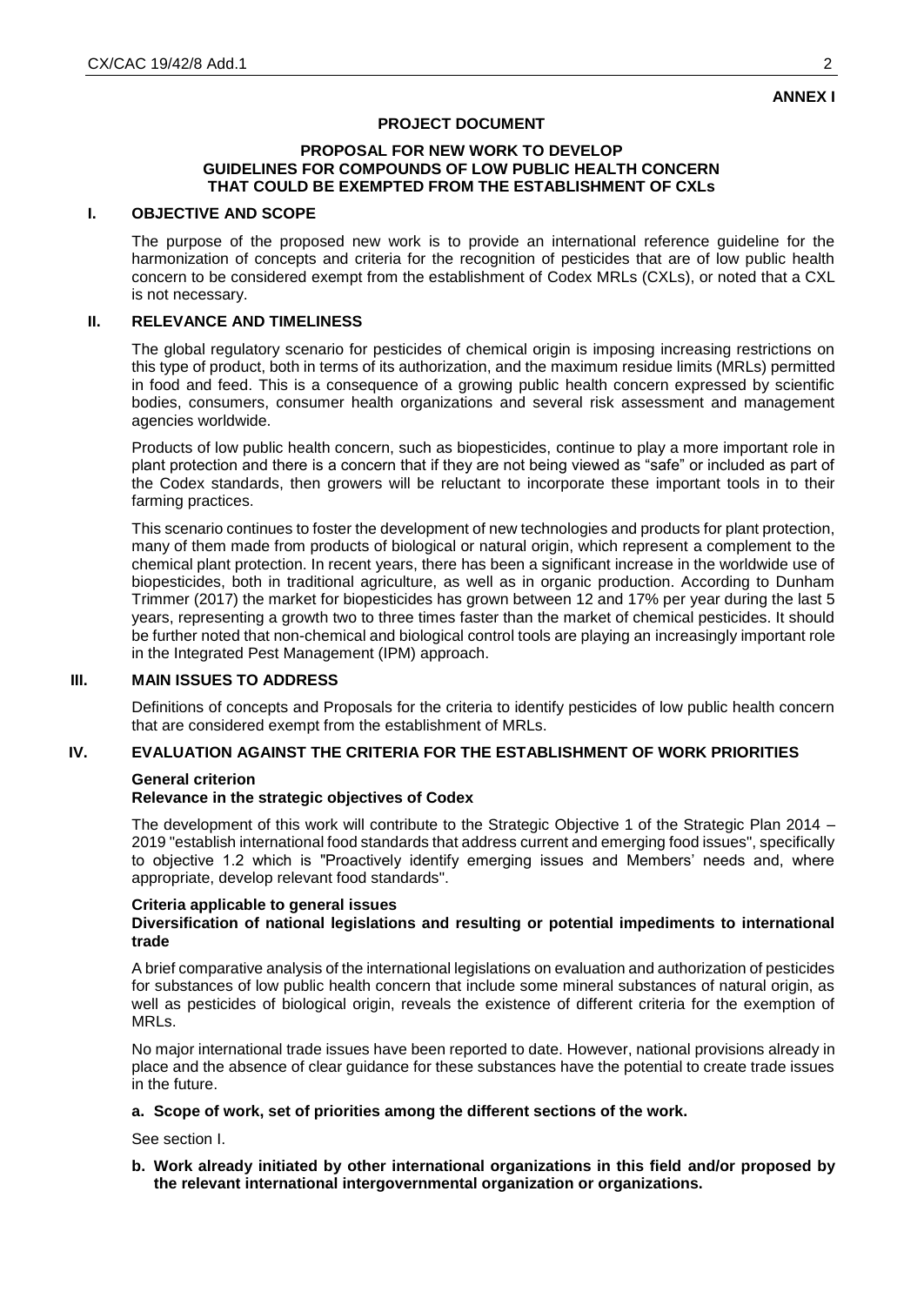**ANNEX I**

**PROJECT DOCUMENT**

**PROPOSAL FOR NEW WORK TO DEVELOP GUIDELINES FOR COMPOUNDS OF LOW PUBLIC HEALTH CONCERN THAT COULD BE EXEMPTED FROM THE ESTABLISHMENT OF CXLs**

## I. OBJECTIVE AND SCOPE

The purpose of the proposed new work is to provide an international reference guideline for the harmonization of concepts and criteria for the recognition of pesticides that are of low public health concern to be considered exempt from the establishment of Codex MRLs (CXLs), or noted that a CXL is not necessary.

## II. RELEVANCE AND TIMELINESS

The global regulatory scenario for pesticides of chemical origin is imposing increasing restrictions on this type of product, both in terms of its authorization, and the maximum residue limits (MRLs) permitted in food and feed. This is a consequence of a growing public health concern expressed by scientific bodies, consumers, consumer health organizations and several risk assessment and management agencies worldwide.

Products of low public health concern, such as biopesticides, continue to play a more important role in plant protection and there is a concern that if they are not being viewed as "safe" or included as part of the Codex standards, then growers will be reluctant to incorporate these important tools in to their farming practices.

This scenario continues to foster the development of new technologies and products for plant protection, many of them made from products of biological or natural origin, which represent a complement to the chemical plant protection. In recent years, there has been a significant increase in the worldwide use of biopesticides, both in traditional agriculture, as well as in organic production. According to Dunham Trimmer (2017) the market for biopesticides has grown between 12 and 17% per year during the last 5 years, representing a growth two to three times faster than the market of chemical pesticides. It should be further noted that non-chemical and biological control tools are playing an increasingly important role in the Integrated Pest Management (IPM) approach.

## III. MAIN ISSUES TO ADDRESS

Definitions of concepts and Proposals for the criteria to identify pesticides of low public health concern that are considered exempt from the establishment of MRLs.

## IV. EVALUATION AGAINST THE CRITERIA FOR THE ESTABLISHMENT OF WORK PRIORITIES

**General criterion**

**Relevance in the strategic objectives of Codex**

The development of this work will contribute to the Strategic Objective 1 of the Strategic Plan 2014 – 2019 "establish international food standards that address current and emerging food issues", specifically to objective 1.2 which is "Proactively identify emerging issues and Members' needs and, where appropriate, develop relevant food standards".

**Criteria applicable to general issues**

**Diversification of national legislations and resulting or potential impediments to international trade**

A brief comparative analysis of the international legislations on evaluation and authorization of pesticides for substances of low public health concern that include some mineral substances of natural origin, as well as pesticides of biological origin, reveals the existence of different criteria for the exemption of MRLs.

No major international trade issues have been reported to date. However, national provisions already in place and the absence of clear guidance for these substances have the potential to create trade issues in the future.

**a. Scope of work, set of priorities among the different sections of the work.**

See section I.

**b. Work already initiated by other international organizations in this field and/or proposed by the relevant international intergovernmental organization or organizations.**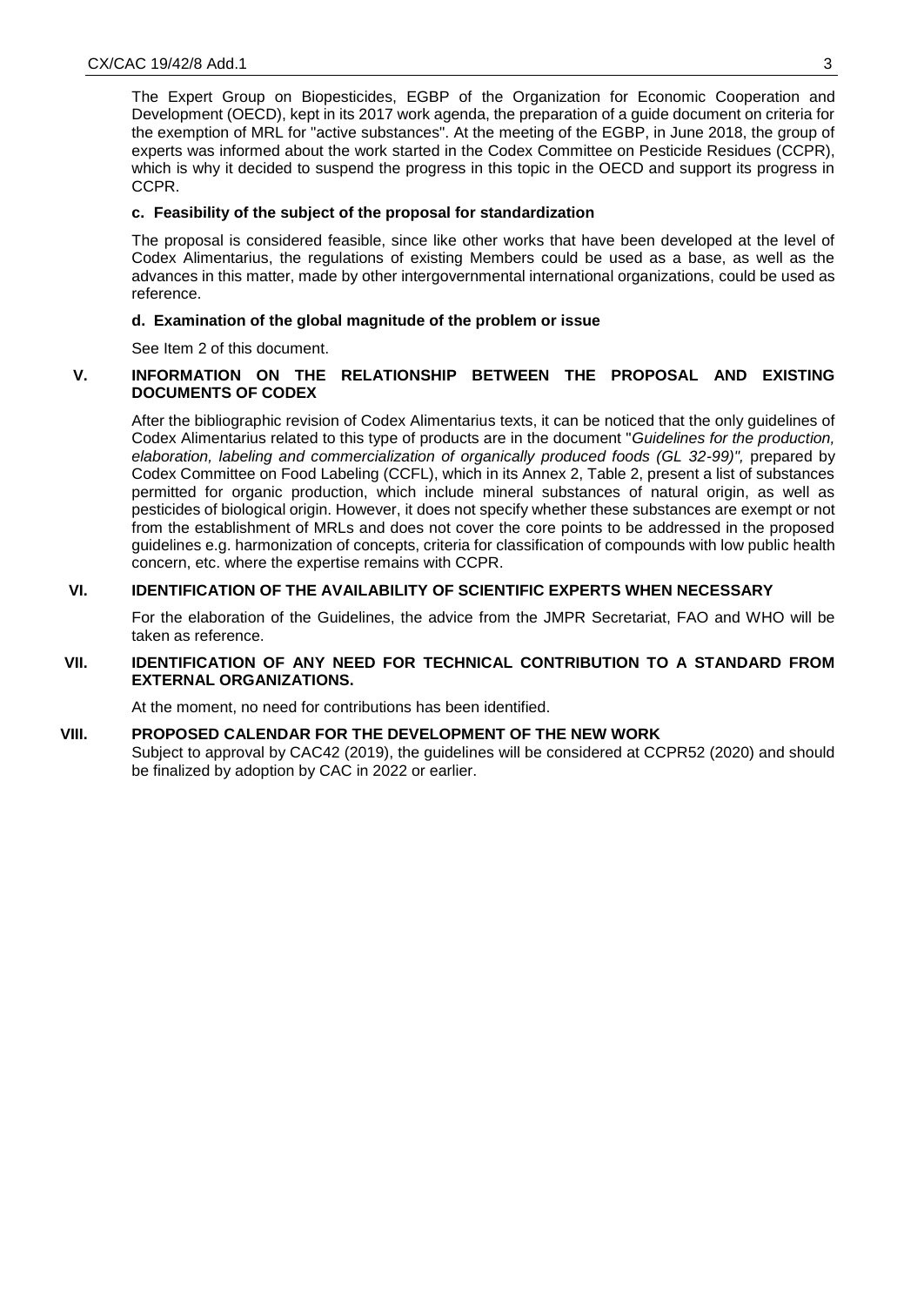The Expert Group on Biopesticides, EGBP of the Organization for Economic Cooperation and Development (OECD), kept in its 2017 work agenda, the preparation of a guide document on criteria for the exemption of MRL for "active substances". At the meeting of the EGBP, in June 2018, the group of experts was informed about the work started in the Codex Committee on Pesticide Residues (CCPR), which is why it decided to suspend the progress in this topic in the OECD and support its progress in CCPR.

### c. Feasibility of the subject of the proposal for standardization

The proposal is considered feasible, since like other works that have been developed at the level of Codex Alimentarius, the regulations of existing Members could be used as a base, as well as the advances in this matter, made by other intergovernmental international organizations, could be used as reference.

### d. Examination of the global magnitude of the problem or issue

See Item 2 of this document.

## V. INFORMATION ON THE RELATIONSHIP BETWEEN THE PROPOSAL AND EXISTING DOCUMENTS OF CODEX

After the bibliographic revision of Codex Alimentarius texts, it can be noticed that the only guidelines of Codex Alimentarius related to this type of products are in the document "*Guidelines for the production, elaboration, labeling and commercialization of organically produced foods (GL 32-99)",* prepared by Codex Committee on Food Labeling (CCFL), which in its Annex 2, Table 2, present a list of substances permitted for organic production, which include mineral substances of natural origin, as well as pesticides of biological origin. However, it does not specify whether these substances are exempt or not from the establishment of MRLs and does not cover the core points to be addressed in the proposed guidelines e.g. harmonization of concepts, criteria for classification of compounds with low public health concern, etc. where the expertise remains with CCPR.

## VI. IDENTIFICATION OF THE AVAILABILITY OF SCIENTIFIC EXPERTS WHEN NECESSARY

For the elaboration of the Guidelines, the advice from the JMPR Secretariat, FAO and WHO will be taken as reference.

## VII. IDENTIFICATION OF ANY NEED FOR TECHNICAL CONTRIBUTION TO A STANDARD FROM EXTERNAL ORGANIZATIONS.

At the moment, no need for contributions has been identified.

## VIII. PROPOSED CALENDAR FOR THE DEVELOPMENT OF THE NEW WORK

Subject to approval by CAC42 (2019), the guidelines will be considered at CCPR52 (2020) and should be finalized by adoption by CAC in 2022 or earlier.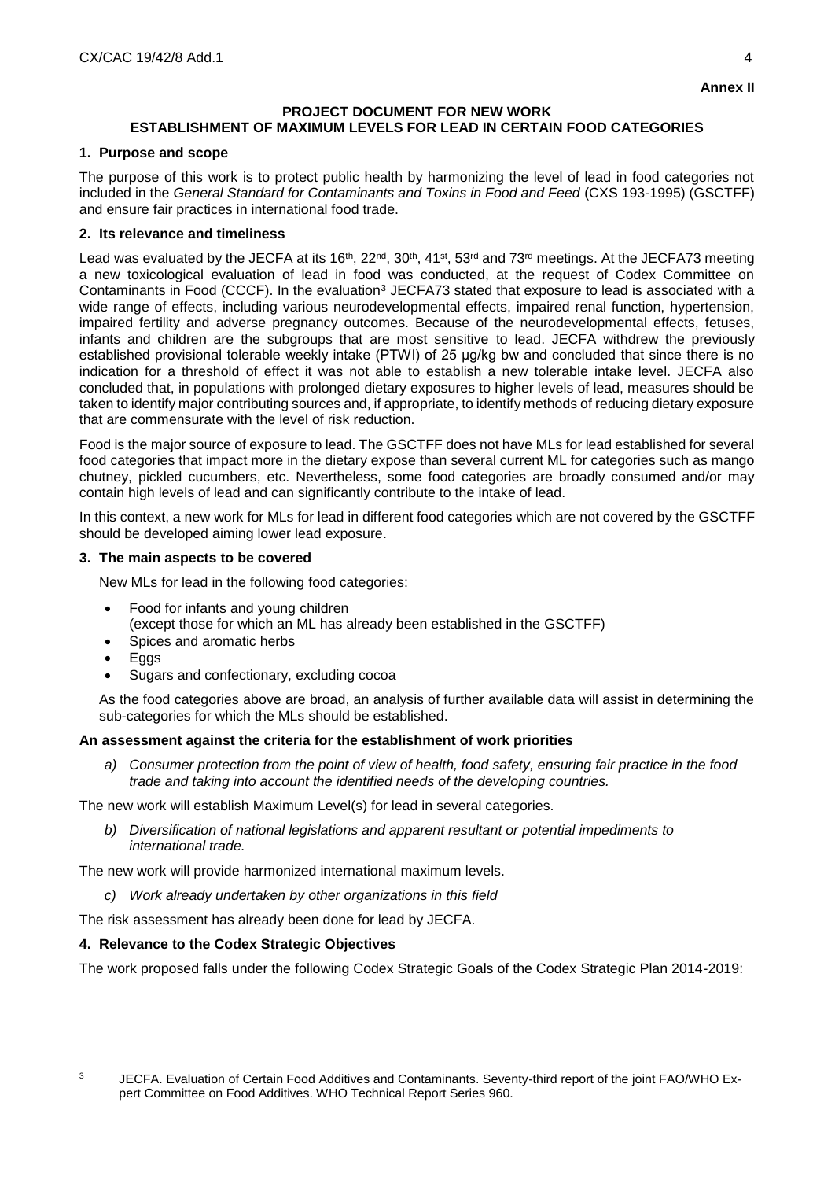**Annex II**

**PROJECT DOCUMENT FOR NEW WORK**
**ESTABLISHMENT OF MAXIMUM LEVELS FOR LEAD IN CERTAIN FOOD CATEGORIES**

**1. Purpose and scope**

The purpose of this work is to protect public health by harmonizing the level of lead in food categories not included in the *General Standard for Contaminants and Toxins in Food and Feed* (CXS 193-1995) (GSCTFF) and ensure fair practices in international food trade.

**2. Its relevance and timeliness**

Lead was evaluated by the JECFA at its 16th, 22nd, 30th, 41st, 53rd and 73rd meetings. At the JECFA73 meeting a new toxicological evaluation of lead in food was conducted, at the request of Codex Committee on Contaminants in Food (CCCF). In the evaluation[3] JECFA73 stated that exposure to lead is associated with a wide range of effects, including various neurodevelopmental effects, impaired renal function, hypertension, impaired fertility and adverse pregnancy outcomes. Because of the neurodevelopmental effects, fetuses, infants and children are the subgroups that are most sensitive to lead. JECFA withdrew the previously established provisional tolerable weekly intake (PTWI) of 25 µg/kg bw and concluded that since there is no indication for a threshold of effect it was not able to establish a new tolerable intake level. JECFA also concluded that, in populations with prolonged dietary exposures to higher levels of lead, measures should be taken to identify major contributing sources and, if appropriate, to identify methods of reducing dietary exposure that are commensurate with the level of risk reduction.

Food is the major source of exposure to lead. The GSCTFF does not have MLs for lead established for several food categories that impact more in the dietary expose than several current ML for categories such as mango chutney, pickled cucumbers, etc. Nevertheless, some food categories are broadly consumed and/or may contain high levels of lead and can significantly contribute to the intake of lead.

In this context, a new work for MLs for lead in different food categories which are not covered by the GSCTFF should be developed aiming lower lead exposure.

**3. The main aspects to be covered**

New MLs for lead in the following food categories:

- Food for infants and young children
  (except those for which an ML has already been established in the GSCTFF)
- Spices and aromatic herbs
- Eggs
- Sugars and confectionary, excluding cocoa

As the food categories above are broad, an analysis of further available data will assist in determining the sub-categories for which the MLs should be established.

**An assessment against the criteria for the establishment of work priorities**

*a) Consumer protection from the point of view of health, food safety, ensuring fair practice in the food trade and taking into account the identified needs of the developing countries.*

The new work will establish Maximum Level(s) for lead in several categories.

*b) Diversification of national legislations and apparent resultant or potential impediments to international trade.*

The new work will provide harmonized international maximum levels.

*c) Work already undertaken by other organizations in this field*

The risk assessment has already been done for lead by JECFA.

**4. Relevance to the Codex Strategic Objectives**

The work proposed falls under the following Codex Strategic Goals of the Codex Strategic Plan 2014-2019:

---

[3] JECFA. Evaluation of Certain Food Additives and Contaminants. Seventy-third report of the joint FAO/WHO Expert Committee on Food Additives. WHO Technical Report Series 960.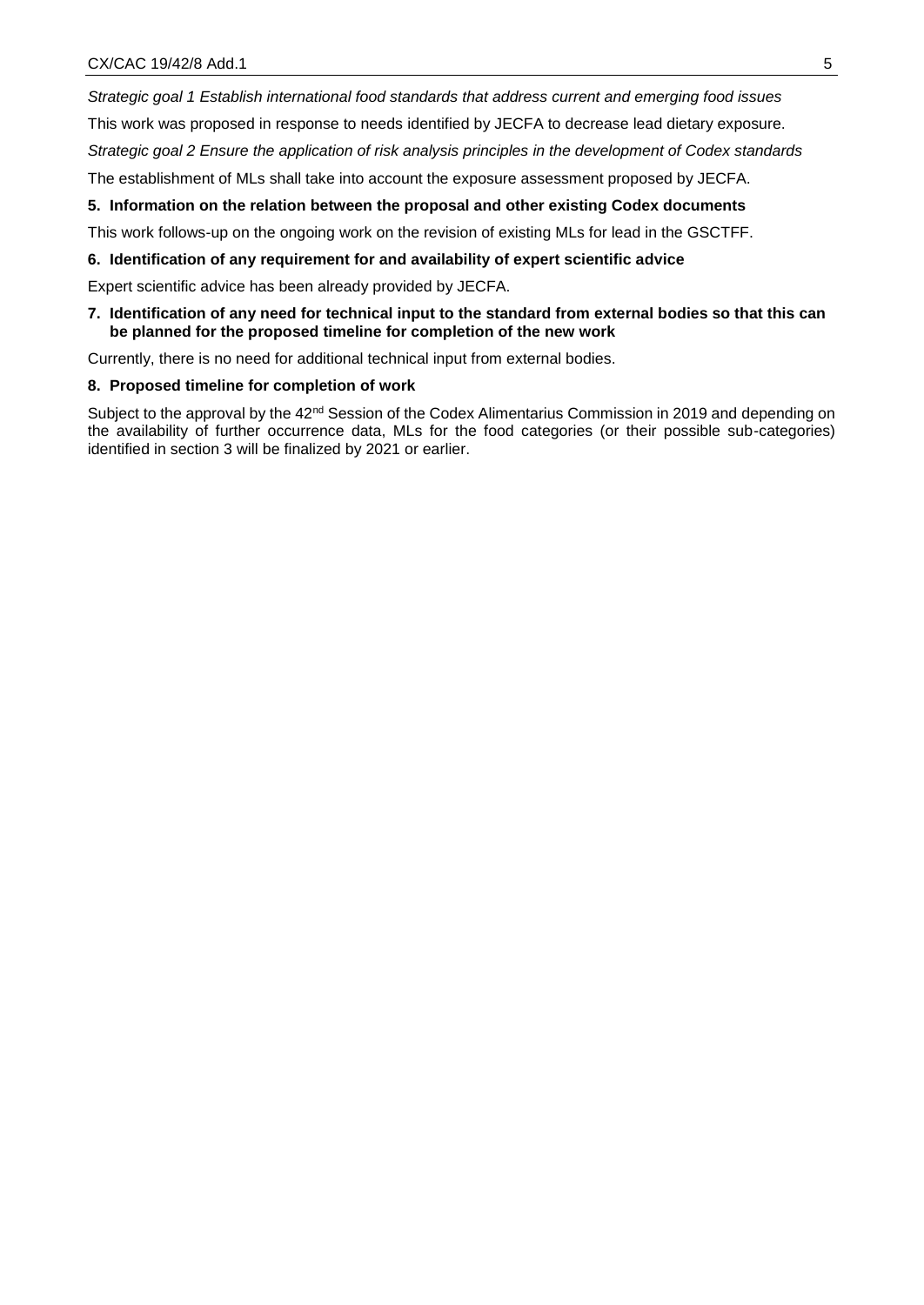*Strategic goal 1 Establish international food standards that address current and emerging food issues*

This work was proposed in response to needs identified by JECFA to decrease lead dietary exposure.

*Strategic goal 2 Ensure the application of risk analysis principles in the development of Codex standards*

The establishment of MLs shall take into account the exposure assessment proposed by JECFA.

**5. Information on the relation between the proposal and other existing Codex documents**

This work follows-up on the ongoing work on the revision of existing MLs for lead in the GSCTFF.

**6. Identification of any requirement for and availability of expert scientific advice**

Expert scientific advice has been already provided by JECFA.

**7. Identification of any need for technical input to the standard from external bodies so that this can be planned for the proposed timeline for completion of the new work**

Currently, there is no need for additional technical input from external bodies.

**8. Proposed timeline for completion of work**

Subject to the approval by the 42nd Session of the Codex Alimentarius Commission in 2019 and depending on the availability of further occurrence data, MLs for the food categories (or their possible sub-categories) identified in section 3 will be finalized by 2021 or earlier.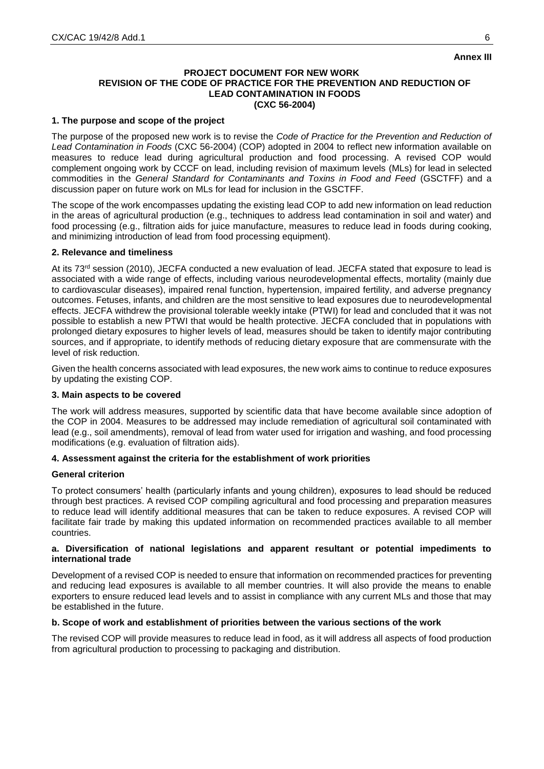**Annex III**

**PROJECT DOCUMENT FOR NEW WORK**
**REVISION OF THE CODE OF PRACTICE FOR THE PREVENTION AND REDUCTION OF LEAD CONTAMINATION IN FOODS**
**(CXC 56-2004)**

### 1. The purpose and scope of the project

The purpose of the proposed new work is to revise the *Code of Practice for the Prevention and Reduction of Lead Contamination in Foods* (CXC 56-2004) (COP) adopted in 2004 to reflect new information available on measures to reduce lead during agricultural production and food processing. A revised COP would complement ongoing work by CCCF on lead, including revision of maximum levels (MLs) for lead in selected commodities in the *General Standard for Contaminants and Toxins in Food and Feed* (GSCTFF) and a discussion paper on future work on MLs for lead for inclusion in the GSCTFF.

The scope of the work encompasses updating the existing lead COP to add new information on lead reduction in the areas of agricultural production (e.g., techniques to address lead contamination in soil and water) and food processing (e.g., filtration aids for juice manufacture, measures to reduce lead in foods during cooking, and minimizing introduction of lead from food processing equipment).

### 2. Relevance and timeliness

At its 73rd session (2010), JECFA conducted a new evaluation of lead. JECFA stated that exposure to lead is associated with a wide range of effects, including various neurodevelopmental effects, mortality (mainly due to cardiovascular diseases), impaired renal function, hypertension, impaired fertility, and adverse pregnancy outcomes. Fetuses, infants, and children are the most sensitive to lead exposures due to neurodevelopmental effects. JECFA withdrew the provisional tolerable weekly intake (PTWI) for lead and concluded that it was not possible to establish a new PTWI that would be health protective. JECFA concluded that in populations with prolonged dietary exposures to higher levels of lead, measures should be taken to identify major contributing sources, and if appropriate, to identify methods of reducing dietary exposure that are commensurate with the level of risk reduction.

Given the health concerns associated with lead exposures, the new work aims to continue to reduce exposures by updating the existing COP.

### 3. Main aspects to be covered

The work will address measures, supported by scientific data that have become available since adoption of the COP in 2004. Measures to be addressed may include remediation of agricultural soil contaminated with lead (e.g., soil amendments), removal of lead from water used for irrigation and washing, and food processing modifications (e.g. evaluation of filtration aids).

### 4. Assessment against the criteria for the establishment of work priorities

#### General criterion

To protect consumers' health (particularly infants and young children), exposures to lead should be reduced through best practices. A revised COP compiling agricultural and food processing and preparation measures to reduce lead will identify additional measures that can be taken to reduce exposures. A revised COP will facilitate fair trade by making this updated information on recommended practices available to all member countries.

#### a. Diversification of national legislations and apparent resultant or potential impediments to international trade

Development of a revised COP is needed to ensure that information on recommended practices for preventing and reducing lead exposures is available to all member countries. It will also provide the means to enable exporters to ensure reduced lead levels and to assist in compliance with any current MLs and those that may be established in the future.

#### b. Scope of work and establishment of priorities between the various sections of the work

The revised COP will provide measures to reduce lead in food, as it will address all aspects of food production from agricultural production to processing to packaging and distribution.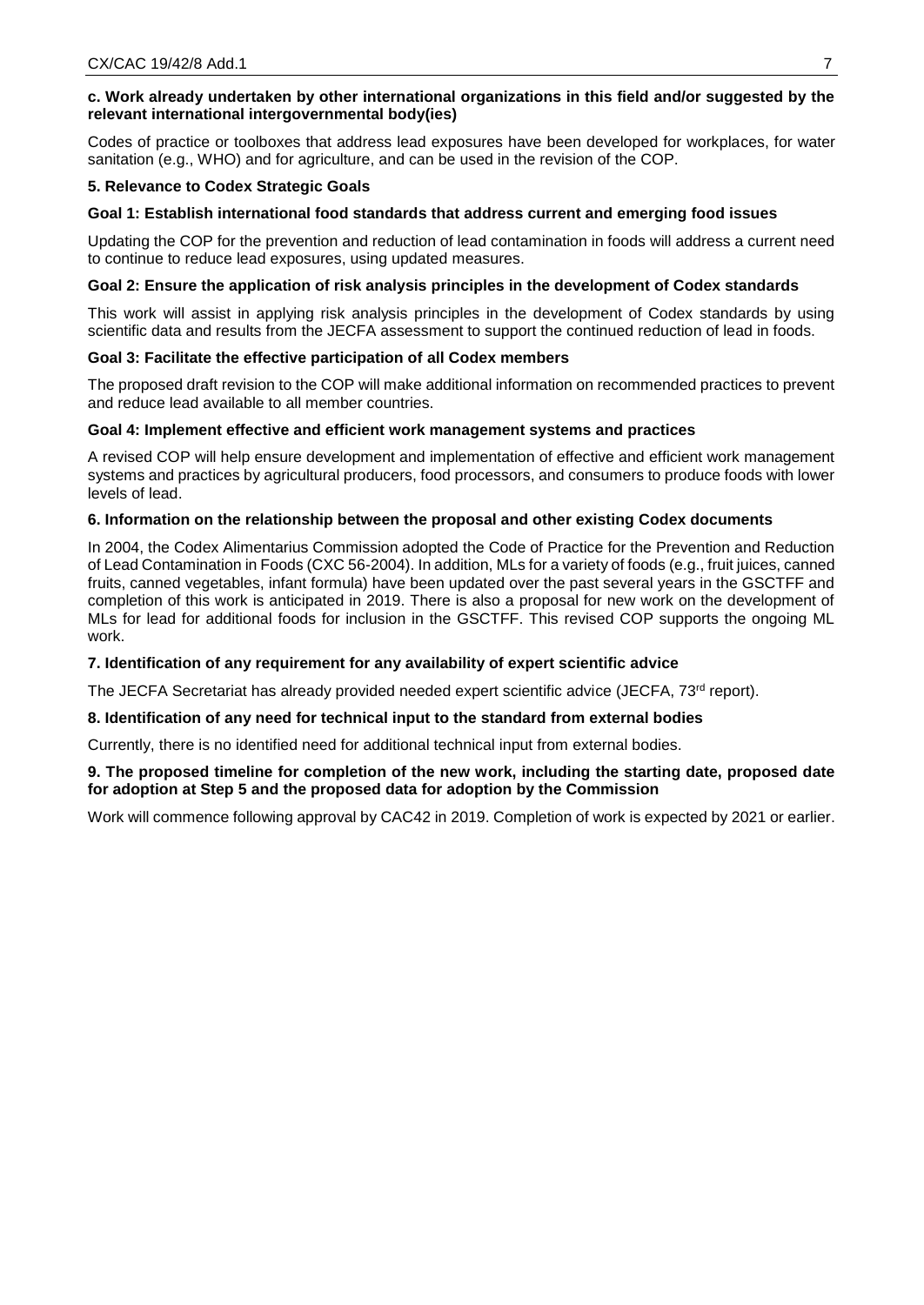**c. Work already undertaken by other international organizations in this field and/or suggested by the relevant international intergovernmental body(ies)**

Codes of practice or toolboxes that address lead exposures have been developed for workplaces, for water sanitation (e.g., WHO) and for agriculture, and can be used in the revision of the COP.

**5. Relevance to Codex Strategic Goals**

**Goal 1: Establish international food standards that address current and emerging food issues**

Updating the COP for the prevention and reduction of lead contamination in foods will address a current need to continue to reduce lead exposures, using updated measures.

**Goal 2: Ensure the application of risk analysis principles in the development of Codex standards**

This work will assist in applying risk analysis principles in the development of Codex standards by using scientific data and results from the JECFA assessment to support the continued reduction of lead in foods.

**Goal 3: Facilitate the effective participation of all Codex members**

The proposed draft revision to the COP will make additional information on recommended practices to prevent and reduce lead available to all member countries.

**Goal 4: Implement effective and efficient work management systems and practices**

A revised COP will help ensure development and implementation of effective and efficient work management systems and practices by agricultural producers, food processors, and consumers to produce foods with lower levels of lead.

**6. Information on the relationship between the proposal and other existing Codex documents**

In 2004, the Codex Alimentarius Commission adopted the Code of Practice for the Prevention and Reduction of Lead Contamination in Foods (CXC 56-2004). In addition, MLs for a variety of foods (e.g., fruit juices, canned fruits, canned vegetables, infant formula) have been updated over the past several years in the GSCTFF and completion of this work is anticipated in 2019. There is also a proposal for new work on the development of MLs for lead for additional foods for inclusion in the GSCTFF. This revised COP supports the ongoing ML work.

**7. Identification of any requirement for any availability of expert scientific advice**

The JECFA Secretariat has already provided needed expert scientific advice (JECFA, 73rd report).

**8. Identification of any need for technical input to the standard from external bodies**

Currently, there is no identified need for additional technical input from external bodies.

**9. The proposed timeline for completion of the new work, including the starting date, proposed date for adoption at Step 5 and the proposed data for adoption by the Commission**

Work will commence following approval by CAC42 in 2019. Completion of work is expected by 2021 or earlier.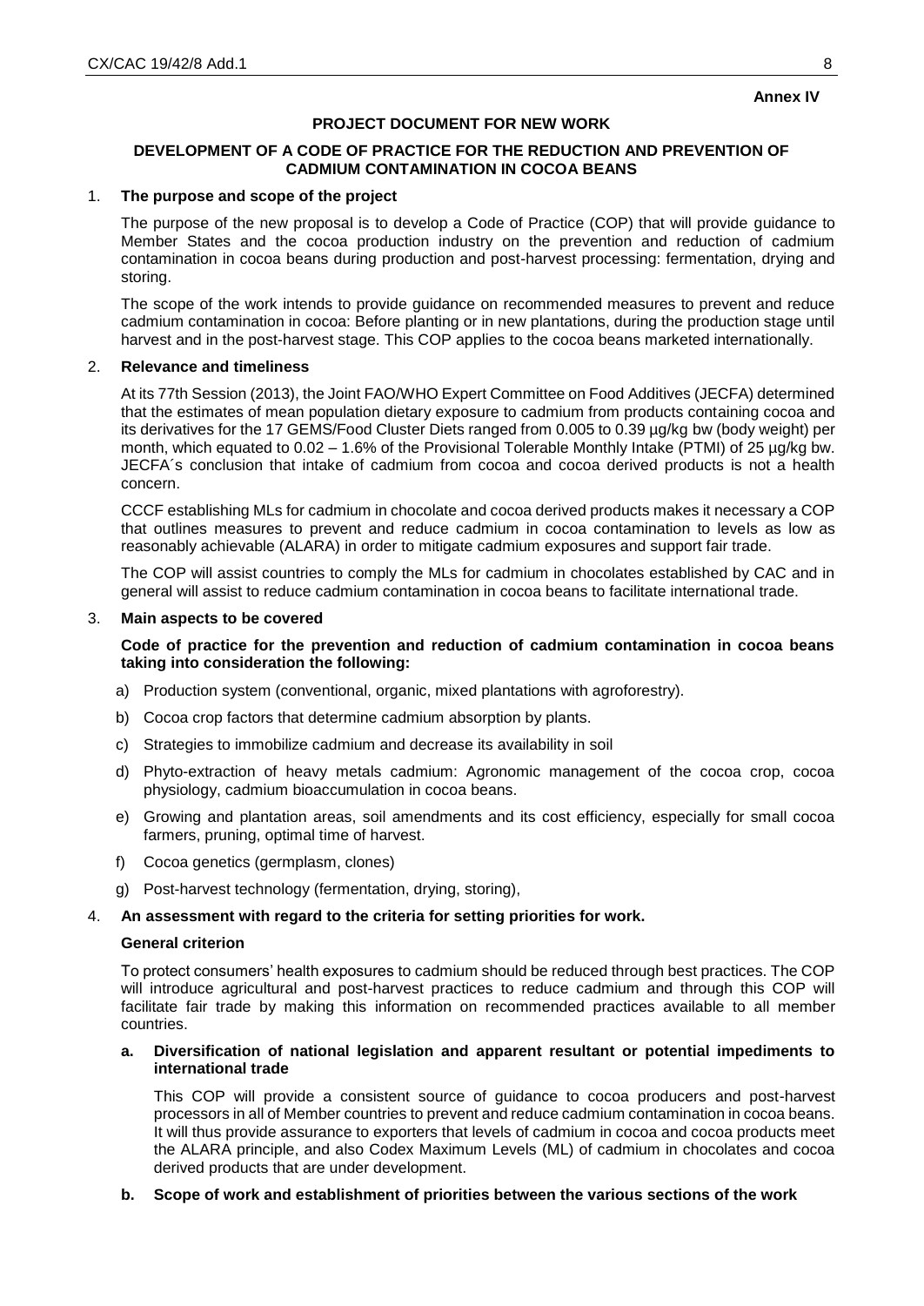**Annex IV**

## PROJECT DOCUMENT FOR NEW WORK

### DEVELOPMENT OF A CODE OF PRACTICE FOR THE REDUCTION AND PREVENTION OF CADMIUM CONTAMINATION IN COCOA BEANS

1. **The purpose and scope of the project**

   The purpose of the new proposal is to develop a Code of Practice (COP) that will provide guidance to Member States and the cocoa production industry on the prevention and reduction of cadmium contamination in cocoa beans during production and post-harvest processing: fermentation, drying and storing.

   The scope of the work intends to provide guidance on recommended measures to prevent and reduce cadmium contamination in cocoa: Before planting or in new plantations, during the production stage until harvest and in the post-harvest stage. This COP applies to the cocoa beans marketed internationally.

2. **Relevance and timeliness**

   At its 77th Session (2013), the Joint FAO/WHO Expert Committee on Food Additives (JECFA) determined that the estimates of mean population dietary exposure to cadmium from products containing cocoa and its derivatives for the 17 GEMS/Food Cluster Diets ranged from 0.005 to 0.39 µg/kg bw (body weight) per month, which equated to 0.02 – 1.6% of the Provisional Tolerable Monthly Intake (PTMI) of 25 µg/kg bw. JECFA´s conclusion that intake of cadmium from cocoa and cocoa derived products is not a health concern.

   CCCF establishing MLs for cadmium in chocolate and cocoa derived products makes it necessary a COP that outlines measures to prevent and reduce cadmium in cocoa contamination to levels as low as reasonably achievable (ALARA) in order to mitigate cadmium exposures and support fair trade.

   The COP will assist countries to comply the MLs for cadmium in chocolates established by CAC and in general will assist to reduce cadmium contamination in cocoa beans to facilitate international trade.

3. **Main aspects to be covered**

   **Code of practice for the prevention and reduction of cadmium contamination in cocoa beans taking into consideration the following:**

   a) Production system (conventional, organic, mixed plantations with agroforestry).

   b) Cocoa crop factors that determine cadmium absorption by plants.

   c) Strategies to immobilize cadmium and decrease its availability in soil

   d) Phyto-extraction of heavy metals cadmium: Agronomic management of the cocoa crop, cocoa physiology, cadmium bioaccumulation in cocoa beans.

   e) Growing and plantation areas, soil amendments and its cost efficiency, especially for small cocoa farmers, pruning, optimal time of harvest.

   f) Cocoa genetics (germplasm, clones)

   g) Post-harvest technology (fermentation, drying, storing),

4. **An assessment with regard to the criteria for setting priorities for work.**

   **General criterion**

   To protect consumers' health exposures to cadmium should be reduced through best practices. The COP will introduce agricultural and post-harvest practices to reduce cadmium and through this COP will facilitate fair trade by making this information on recommended practices available to all member countries.

   **a. Diversification of national legislation and apparent resultant or potential impediments to international trade**

   This COP will provide a consistent source of guidance to cocoa producers and post-harvest processors in all of Member countries to prevent and reduce cadmium contamination in cocoa beans. It will thus provide assurance to exporters that levels of cadmium in cocoa and cocoa products meet the ALARA principle, and also Codex Maximum Levels (ML) of cadmium in chocolates and cocoa derived products that are under development.

   **b. Scope of work and establishment of priorities between the various sections of the work**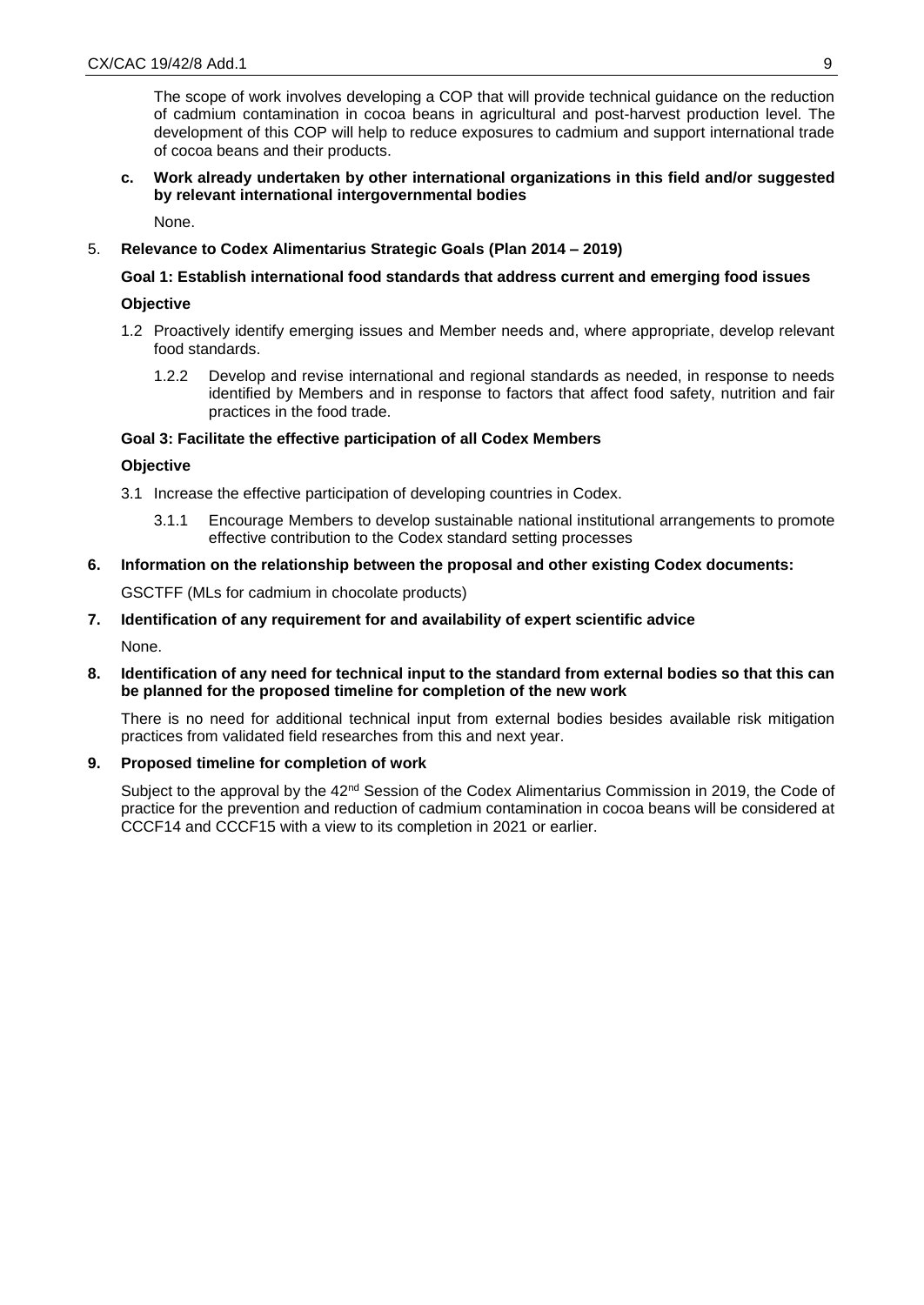The scope of work involves developing a COP that will provide technical guidance on the reduction of cadmium contamination in cocoa beans in agricultural and post-harvest production level. The development of this COP will help to reduce exposures to cadmium and support international trade of cocoa beans and their products.

**c. Work already undertaken by other international organizations in this field and/or suggested by relevant international intergovernmental bodies**

None.

5. **Relevance to Codex Alimentarius Strategic Goals (Plan 2014 – 2019)**

**Goal 1: Establish international food standards that address current and emerging food issues**

**Objective**

1.2 Proactively identify emerging issues and Member needs and, where appropriate, develop relevant food standards.

1.2.2 Develop and revise international and regional standards as needed, in response to needs identified by Members and in response to factors that affect food safety, nutrition and fair practices in the food trade.

**Goal 3: Facilitate the effective participation of all Codex Members**

**Objective**

3.1 Increase the effective participation of developing countries in Codex.

3.1.1 Encourage Members to develop sustainable national institutional arrangements to promote effective contribution to the Codex standard setting processes

**6. Information on the relationship between the proposal and other existing Codex documents:**

GSCTFF (MLs for cadmium in chocolate products)

**7. Identification of any requirement for and availability of expert scientific advice**

None.

**8. Identification of any need for technical input to the standard from external bodies so that this can be planned for the proposed timeline for completion of the new work**

There is no need for additional technical input from external bodies besides available risk mitigation practices from validated field researches from this and next year.

**9. Proposed timeline for completion of work**

Subject to the approval by the 42nd Session of the Codex Alimentarius Commission in 2019, the Code of practice for the prevention and reduction of cadmium contamination in cocoa beans will be considered at CCCF14 and CCCF15 with a view to its completion in 2021 or earlier.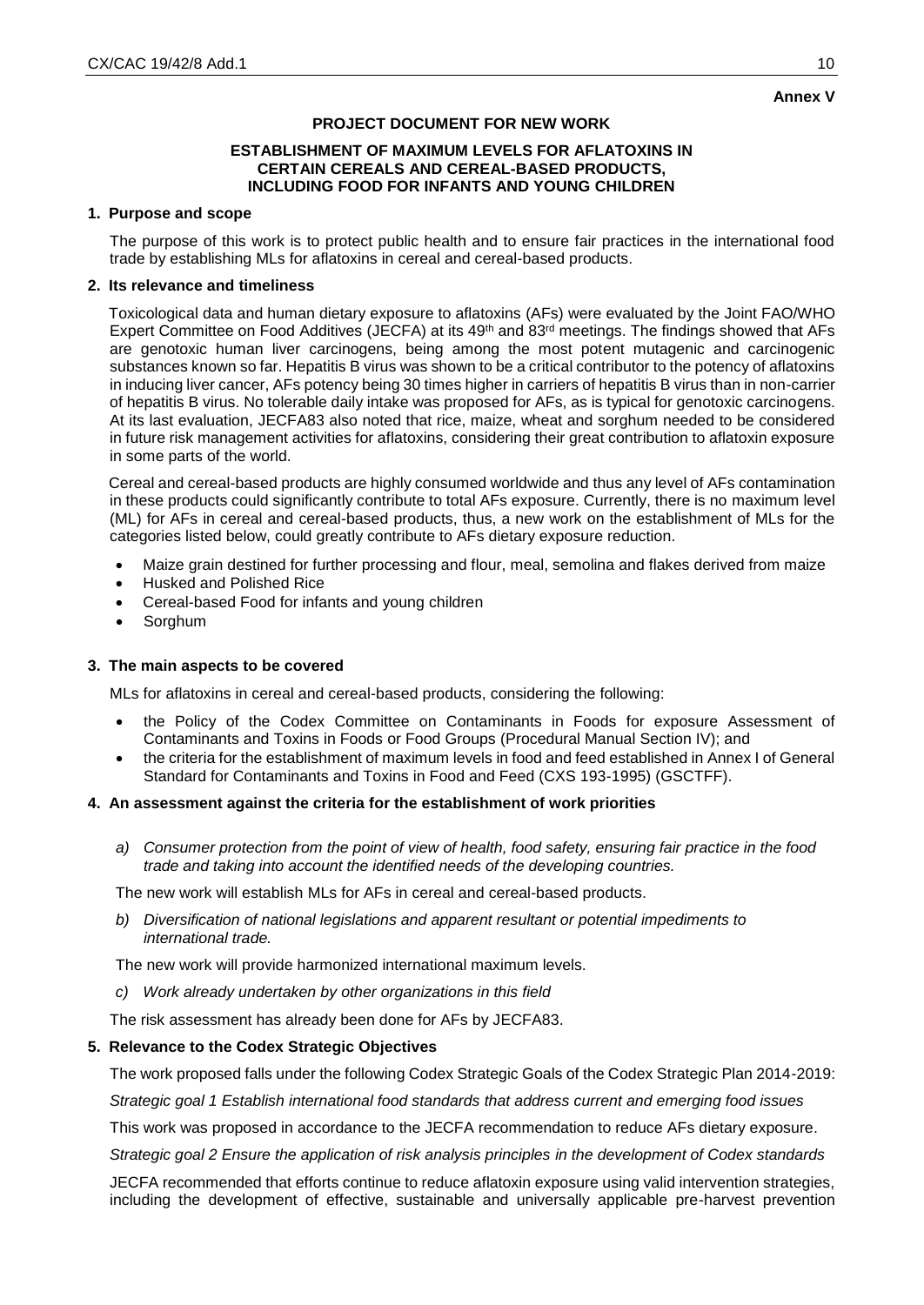**Annex V**

## PROJECT DOCUMENT FOR NEW WORK

### ESTABLISHMENT OF MAXIMUM LEVELS FOR AFLATOXINS IN CERTAIN CEREALS AND CEREAL-BASED PRODUCTS, INCLUDING FOOD FOR INFANTS AND YOUNG CHILDREN

#### 1. Purpose and scope

The purpose of this work is to protect public health and to ensure fair practices in the international food trade by establishing MLs for aflatoxins in cereal and cereal-based products.

#### 2. Its relevance and timeliness

Toxicological data and human dietary exposure to aflatoxins (AFs) were evaluated by the Joint FAO/WHO Expert Committee on Food Additives (JECFA) at its 49th and 83rd meetings. The findings showed that AFs are genotoxic human liver carcinogens, being among the most potent mutagenic and carcinogenic substances known so far. Hepatitis B virus was shown to be a critical contributor to the potency of aflatoxins in inducing liver cancer, AFs potency being 30 times higher in carriers of hepatitis B virus than in non-carrier of hepatitis B virus. No tolerable daily intake was proposed for AFs, as is typical for genotoxic carcinogens. At its last evaluation, JECFA83 also noted that rice, maize, wheat and sorghum needed to be considered in future risk management activities for aflatoxins, considering their great contribution to aflatoxin exposure in some parts of the world.

Cereal and cereal-based products are highly consumed worldwide and thus any level of AFs contamination in these products could significantly contribute to total AFs exposure. Currently, there is no maximum level (ML) for AFs in cereal and cereal-based products, thus, a new work on the establishment of MLs for the categories listed below, could greatly contribute to AFs dietary exposure reduction.

- Maize grain destined for further processing and flour, meal, semolina and flakes derived from maize
- Husked and Polished Rice
- Cereal-based Food for infants and young children
- Sorghum

#### 3. The main aspects to be covered

MLs for aflatoxins in cereal and cereal-based products, considering the following:

- the Policy of the Codex Committee on Contaminants in Foods for exposure Assessment of Contaminants and Toxins in Foods or Food Groups (Procedural Manual Section IV); and
- the criteria for the establishment of maximum levels in food and feed established in Annex I of General Standard for Contaminants and Toxins in Food and Feed (CXS 193-1995) (GSCTFF).

#### 4. An assessment against the criteria for the establishment of work priorities

*a) Consumer protection from the point of view of health, food safety, ensuring fair practice in the food trade and taking into account the identified needs of the developing countries.*

The new work will establish MLs for AFs in cereal and cereal-based products.

*b) Diversification of national legislations and apparent resultant or potential impediments to international trade.*

The new work will provide harmonized international maximum levels.

*c) Work already undertaken by other organizations in this field*

The risk assessment has already been done for AFs by JECFA83.

#### 5. Relevance to the Codex Strategic Objectives

The work proposed falls under the following Codex Strategic Goals of the Codex Strategic Plan 2014-2019:

*Strategic goal 1 Establish international food standards that address current and emerging food issues*

This work was proposed in accordance to the JECFA recommendation to reduce AFs dietary exposure.

*Strategic goal 2 Ensure the application of risk analysis principles in the development of Codex standards*

JECFA recommended that efforts continue to reduce aflatoxin exposure using valid intervention strategies, including the development of effective, sustainable and universally applicable pre-harvest prevention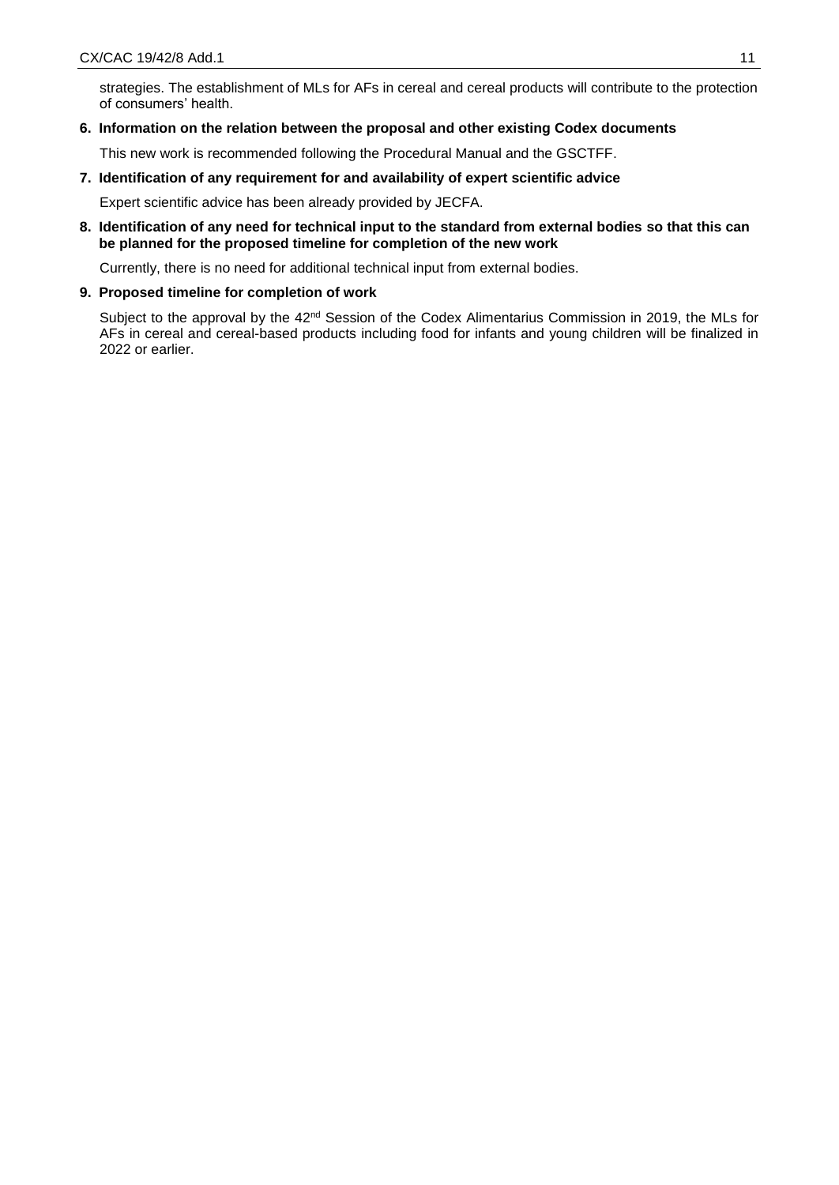strategies. The establishment of MLs for AFs in cereal and cereal products will contribute to the protection of consumers' health.

**6. Information on the relation between the proposal and other existing Codex documents**

This new work is recommended following the Procedural Manual and the GSCTFF.

**7. Identification of any requirement for and availability of expert scientific advice**

Expert scientific advice has been already provided by JECFA.

**8. Identification of any need for technical input to the standard from external bodies so that this can be planned for the proposed timeline for completion of the new work**

Currently, there is no need for additional technical input from external bodies.

**9. Proposed timeline for completion of work**

Subject to the approval by the 42nd Session of the Codex Alimentarius Commission in 2019, the MLs for AFs in cereal and cereal-based products including food for infants and young children will be finalized in 2022 or earlier.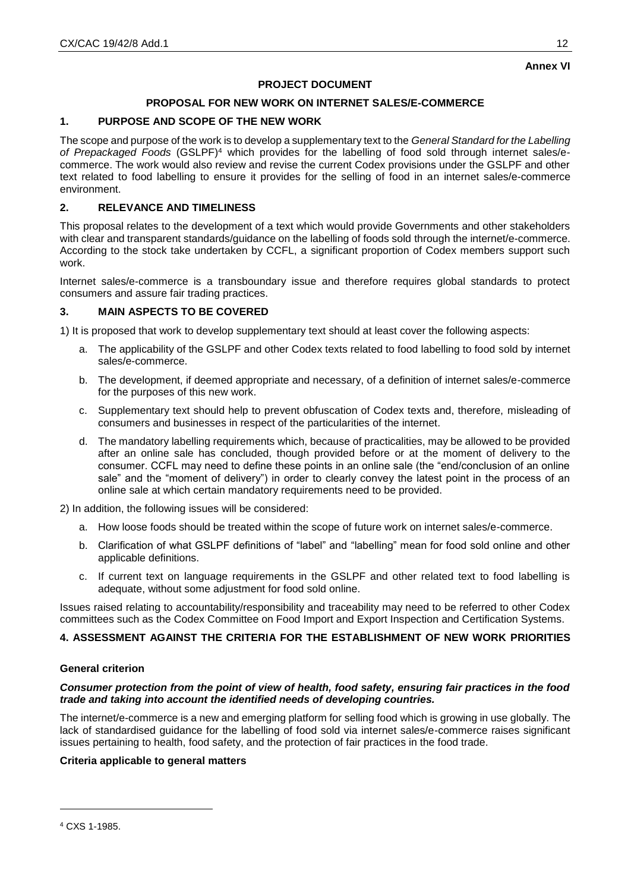**Annex VI**

**PROJECT DOCUMENT**

**PROPOSAL FOR NEW WORK ON INTERNET SALES/E-COMMERCE**

## 1. PURPOSE AND SCOPE OF THE NEW WORK

The scope and purpose of the work is to develop a supplementary text to the *General Standard for the Labelling of Prepackaged Foods* (GSLPF)[4] which provides for the labelling of food sold through internet sales/e-commerce. The work would also review and revise the current Codex provisions under the GSLPF and other text related to food labelling to ensure it provides for the selling of food in an internet sales/e-commerce environment.

## 2. RELEVANCE AND TIMELINESS

This proposal relates to the development of a text which would provide Governments and other stakeholders with clear and transparent standards/guidance on the labelling of foods sold through the internet/e-commerce. According to the stock take undertaken by CCFL, a significant proportion of Codex members support such work.

Internet sales/e-commerce is a transboundary issue and therefore requires global standards to protect consumers and assure fair trading practices.

## 3. MAIN ASPECTS TO BE COVERED

1) It is proposed that work to develop supplementary text should at least cover the following aspects:

a. The applicability of the GSLPF and other Codex texts related to food labelling to food sold by internet sales/e-commerce.

b. The development, if deemed appropriate and necessary, of a definition of internet sales/e-commerce for the purposes of this new work.

c. Supplementary text should help to prevent obfuscation of Codex texts and, therefore, misleading of consumers and businesses in respect of the particularities of the internet.

d. The mandatory labelling requirements which, because of practicalities, may be allowed to be provided after an online sale has concluded, though provided before or at the moment of delivery to the consumer. CCFL may need to define these points in an online sale (the "end/conclusion of an online sale" and the "moment of delivery") in order to clearly convey the latest point in the process of an online sale at which certain mandatory requirements need to be provided.

2) In addition, the following issues will be considered:

a. How loose foods should be treated within the scope of future work on internet sales/e-commerce.

b. Clarification of what GSLPF definitions of "label" and "labelling" mean for food sold online and other applicable definitions.

c. If current text on language requirements in the GSLPF and other related text to food labelling is adequate, without some adjustment for food sold online.

Issues raised relating to accountability/responsibility and traceability may need to be referred to other Codex committees such as the Codex Committee on Food Import and Export Inspection and Certification Systems.

## 4. ASSESSMENT AGAINST THE CRITERIA FOR THE ESTABLISHMENT OF NEW WORK PRIORITIES

**General criterion**

***Consumer protection from the point of view of health, food safety, ensuring fair practices in the food trade and taking into account the identified needs of developing countries.***

The internet/e-commerce is a new and emerging platform for selling food which is growing in use globally. The lack of standardised guidance for the labelling of food sold via internet sales/e-commerce raises significant issues pertaining to health, food safety, and the protection of fair practices in the food trade.

**Criteria applicable to general matters**

[4] CXS 1-1985.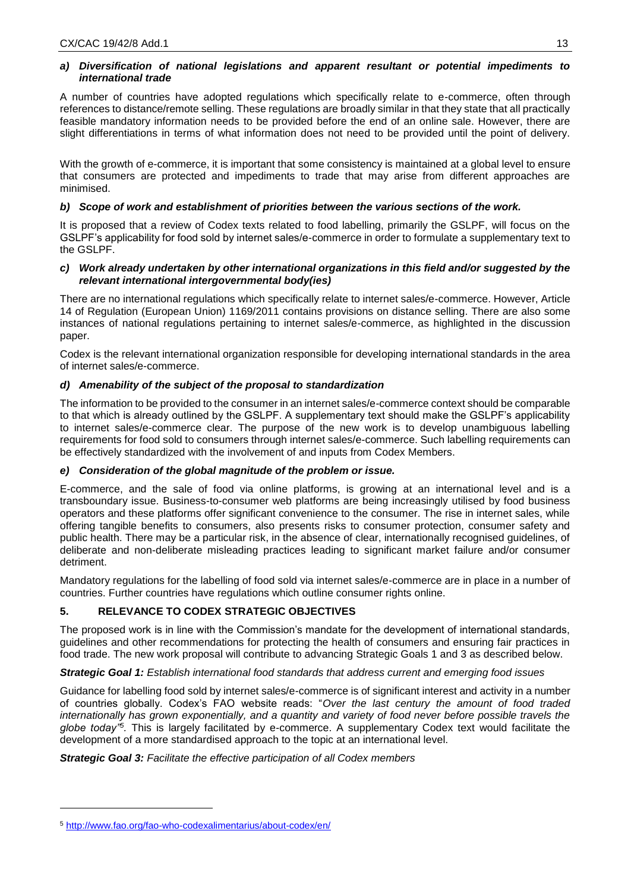***a) Diversification of national legislations and apparent resultant or potential impediments to international trade***

A number of countries have adopted regulations which specifically relate to e-commerce, often through references to distance/remote selling. These regulations are broadly similar in that they state that all practically feasible mandatory information needs to be provided before the end of an online sale. However, there are slight differentiations in terms of what information does not need to be provided until the point of delivery.

With the growth of e-commerce, it is important that some consistency is maintained at a global level to ensure that consumers are protected and impediments to trade that may arise from different approaches are minimised.

***b) Scope of work and establishment of priorities between the various sections of the work.***

It is proposed that a review of Codex texts related to food labelling, primarily the GSLPF, will focus on the GSLPF's applicability for food sold by internet sales/e-commerce in order to formulate a supplementary text to the GSLPF.

***c) Work already undertaken by other international organizations in this field and/or suggested by the relevant international intergovernmental body(ies)***

There are no international regulations which specifically relate to internet sales/e-commerce. However, Article 14 of Regulation (European Union) 1169/2011 contains provisions on distance selling. There are also some instances of national regulations pertaining to internet sales/e-commerce, as highlighted in the discussion paper.

Codex is the relevant international organization responsible for developing international standards in the area of internet sales/e-commerce.

***d) Amenability of the subject of the proposal to standardization***

The information to be provided to the consumer in an internet sales/e-commerce context should be comparable to that which is already outlined by the GSLPF. A supplementary text should make the GSLPF's applicability to internet sales/e-commerce clear. The purpose of the new work is to develop unambiguous labelling requirements for food sold to consumers through internet sales/e-commerce. Such labelling requirements can be effectively standardized with the involvement of and inputs from Codex Members.

***e) Consideration of the global magnitude of the problem or issue.***

E-commerce, and the sale of food via online platforms, is growing at an international level and is a transboundary issue. Business-to-consumer web platforms are being increasingly utilised by food business operators and these platforms offer significant convenience to the consumer. The rise in internet sales, while offering tangible benefits to consumers, also presents risks to consumer protection, consumer safety and public health. There may be a particular risk, in the absence of clear, internationally recognised guidelines, of deliberate and non-deliberate misleading practices leading to significant market failure and/or consumer detriment.

Mandatory regulations for the labelling of food sold via internet sales/e-commerce are in place in a number of countries. Further countries have regulations which outline consumer rights online.

## 5. RELEVANCE TO CODEX STRATEGIC OBJECTIVES

The proposed work is in line with the Commission's mandate for the development of international standards, guidelines and other recommendations for protecting the health of consumers and ensuring fair practices in food trade. The new work proposal will contribute to advancing Strategic Goals 1 and 3 as described below.

***Strategic Goal 1:*** *Establish international food standards that address current and emerging food issues*

Guidance for labelling food sold by internet sales/e-commerce is of significant interest and activity in a number of countries globally. Codex's FAO website reads: "*Over the last century the amount of food traded internationally has grown exponentially, and a quantity and variety of food never before possible travels the globe today*"[5]. This is largely facilitated by e-commerce. A supplementary Codex text would facilitate the development of a more standardised approach to the topic at an international level.

***Strategic Goal 3:*** *Facilitate the effective participation of all Codex members*

---

[5] http://www.fao.org/fao-who-codexalimentarius/about-codex/en/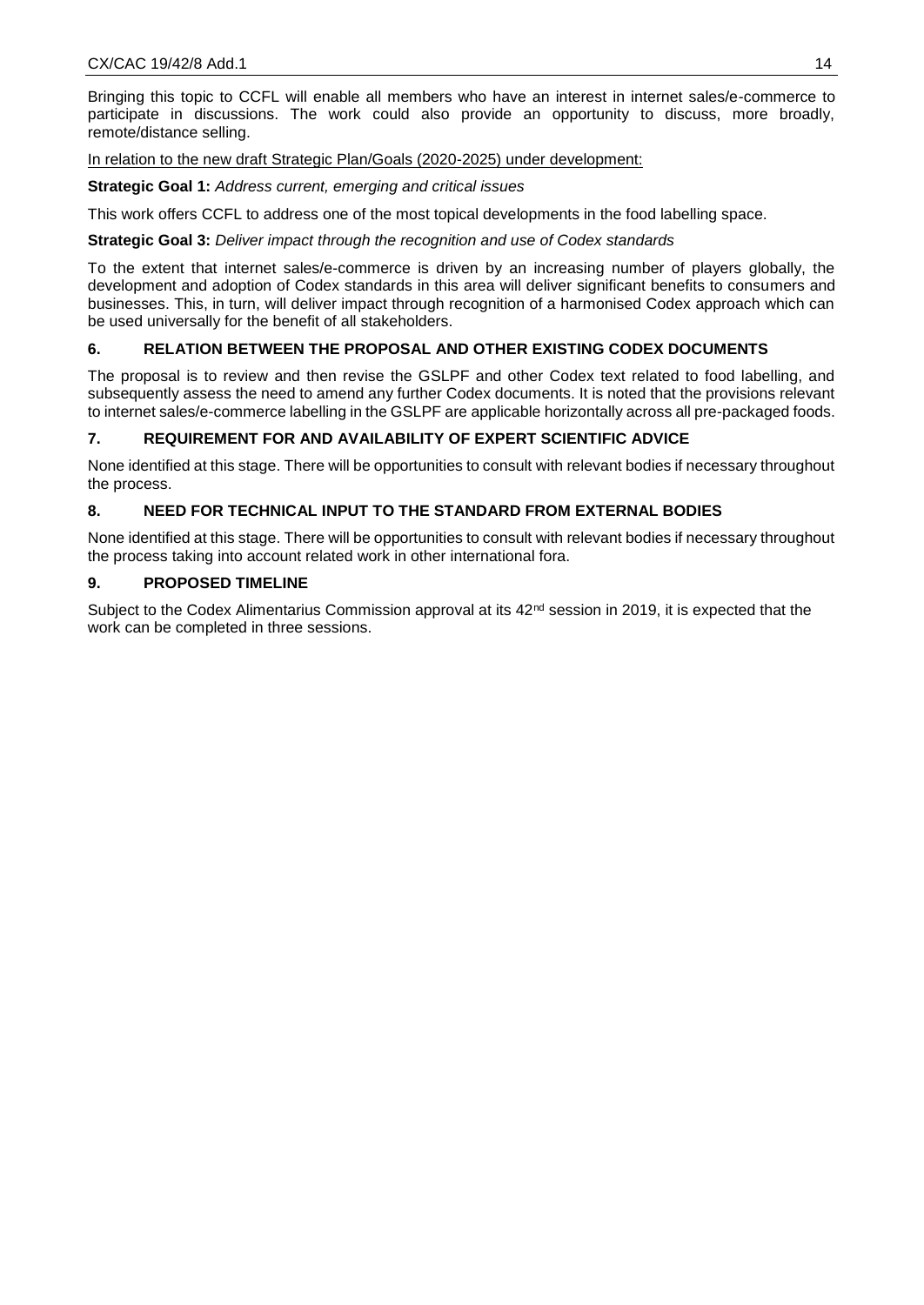Bringing this topic to CCFL will enable all members who have an interest in internet sales/e-commerce to participate in discussions. The work could also provide an opportunity to discuss, more broadly, remote/distance selling.

In relation to the new draft Strategic Plan/Goals (2020-2025) under development:

**Strategic Goal 1:** *Address current, emerging and critical issues*

This work offers CCFL to address one of the most topical developments in the food labelling space.

**Strategic Goal 3:** *Deliver impact through the recognition and use of Codex standards*

To the extent that internet sales/e-commerce is driven by an increasing number of players globally, the development and adoption of Codex standards in this area will deliver significant benefits to consumers and businesses. This, in turn, will deliver impact through recognition of a harmonised Codex approach which can be used universally for the benefit of all stakeholders.

## 6. RELATION BETWEEN THE PROPOSAL AND OTHER EXISTING CODEX DOCUMENTS

The proposal is to review and then revise the GSLPF and other Codex text related to food labelling, and subsequently assess the need to amend any further Codex documents. It is noted that the provisions relevant to internet sales/e-commerce labelling in the GSLPF are applicable horizontally across all pre-packaged foods.

## 7. REQUIREMENT FOR AND AVAILABILITY OF EXPERT SCIENTIFIC ADVICE

None identified at this stage. There will be opportunities to consult with relevant bodies if necessary throughout the process.

## 8. NEED FOR TECHNICAL INPUT TO THE STANDARD FROM EXTERNAL BODIES

None identified at this stage. There will be opportunities to consult with relevant bodies if necessary throughout the process taking into account related work in other international fora.

## 9. PROPOSED TIMELINE

Subject to the Codex Alimentarius Commission approval at its 42nd session in 2019, it is expected that the work can be completed in three sessions.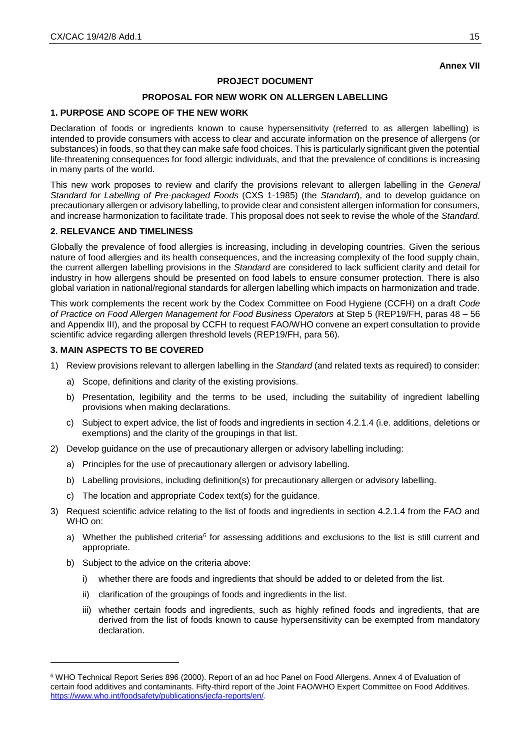**Annex VII**

## PROJECT DOCUMENT

## PROPOSAL FOR NEW WORK ON ALLERGEN LABELLING

### 1. PURPOSE AND SCOPE OF THE NEW WORK

Declaration of foods or ingredients known to cause hypersensitivity (referred to as allergen labelling) is intended to provide consumers with access to clear and accurate information on the presence of allergens (or substances) in foods, so that they can make safe food choices. This is particularly significant given the potential life-threatening consequences for food allergic individuals, and that the prevalence of conditions is increasing in many parts of the world.

This new work proposes to review and clarify the provisions relevant to allergen labelling in the *General Standard for Labelling of Pre-packaged Foods* (CXS 1-1985) (the *Standard*), and to develop guidance on precautionary allergen or advisory labelling, to provide clear and consistent allergen information for consumers, and increase harmonization to facilitate trade. This proposal does not seek to revise the whole of the *Standard*.

### 2. RELEVANCE AND TIMELINESS

Globally the prevalence of food allergies is increasing, including in developing countries. Given the serious nature of food allergies and its health consequences, and the increasing complexity of the food supply chain, the current allergen labelling provisions in the *Standard* are considered to lack sufficient clarity and detail for industry in how allergens should be presented on food labels to ensure consumer protection. There is also global variation in national/regional standards for allergen labelling which impacts on harmonization and trade.

This work complements the recent work by the Codex Committee on Food Hygiene (CCFH) on a draft *Code of Practice on Food Allergen Management for Food Business Operators* at Step 5 (REP19/FH, paras 48 – 56 and Appendix III), and the proposal by CCFH to request FAO/WHO convene an expert consultation to provide scientific advice regarding allergen threshold levels (REP19/FH, para 56).

### 3. MAIN ASPECTS TO BE COVERED

1) Review provisions relevant to allergen labelling in the *Standard* (and related texts as required) to consider:
   a) Scope, definitions and clarity of the existing provisions.
   b) Presentation, legibility and the terms to be used, including the suitability of ingredient labelling provisions when making declarations.
   c) Subject to expert advice, the list of foods and ingredients in section 4.2.1.4 (i.e. additions, deletions or exemptions) and the clarity of the groupings in that list.
2) Develop guidance on the use of precautionary allergen or advisory labelling including:
   a) Principles for the use of precautionary allergen or advisory labelling.
   b) Labelling provisions, including definition(s) for precautionary allergen or advisory labelling.
   c) The location and appropriate Codex text(s) for the guidance.
3) Request scientific advice relating to the list of foods and ingredients in section 4.2.1.4 from the FAO and WHO on:
   a) Whether the published criteria[6] for assessing additions and exclusions to the list is still current and appropriate.
   b) Subject to the advice on the criteria above:
      i) whether there are foods and ingredients that should be added to or deleted from the list.
      ii) clarification of the groupings of foods and ingredients in the list.
      iii) whether certain foods and ingredients, such as highly refined foods and ingredients, that are derived from the list of foods known to cause hypersensitivity can be exempted from mandatory declaration.

---

[6] WHO Technical Report Series 896 (2000). Report of an ad hoc Panel on Food Allergens. Annex 4 of Evaluation of certain food additives and contaminants. Fifty-third report of the Joint FAO/WHO Expert Committee on Food Additives. https://www.who.int/foodsafety/publications/jecfa-reports/en/.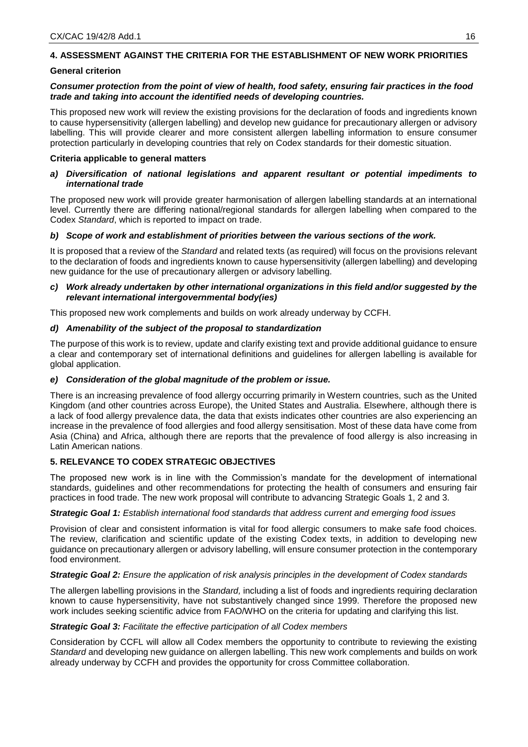## 4. ASSESSMENT AGAINST THE CRITERIA FOR THE ESTABLISHMENT OF NEW WORK PRIORITIES

### General criterion

***Consumer protection from the point of view of health, food safety, ensuring fair practices in the food trade and taking into account the identified needs of developing countries.***

This proposed new work will review the existing provisions for the declaration of foods and ingredients known to cause hypersensitivity (allergen labelling) and develop new guidance for precautionary allergen or advisory labelling. This will provide clearer and more consistent allergen labelling information to ensure consumer protection particularly in developing countries that rely on Codex standards for their domestic situation.

### Criteria applicable to general matters

***a) Diversification of national legislations and apparent resultant or potential impediments to international trade***

The proposed new work will provide greater harmonisation of allergen labelling standards at an international level. Currently there are differing national/regional standards for allergen labelling when compared to the Codex *Standard*, which is reported to impact on trade.

***b) Scope of work and establishment of priorities between the various sections of the work.***

It is proposed that a review of the *Standard* and related texts (as required) will focus on the provisions relevant to the declaration of foods and ingredients known to cause hypersensitivity (allergen labelling) and developing new guidance for the use of precautionary allergen or advisory labelling.

***c) Work already undertaken by other international organizations in this field and/or suggested by the relevant international intergovernmental body(ies)***

This proposed new work complements and builds on work already underway by CCFH.

***d) Amenability of the subject of the proposal to standardization***

The purpose of this work is to review, update and clarify existing text and provide additional guidance to ensure a clear and contemporary set of international definitions and guidelines for allergen labelling is available for global application.

***e) Consideration of the global magnitude of the problem or issue.***

There is an increasing prevalence of food allergy occurring primarily in Western countries, such as the United Kingdom (and other countries across Europe), the United States and Australia. Elsewhere, although there is a lack of food allergy prevalence data, the data that exists indicates other countries are also experiencing an increase in the prevalence of food allergies and food allergy sensitisation. Most of these data have come from Asia (China) and Africa, although there are reports that the prevalence of food allergy is also increasing in Latin American nations.

## 5. RELEVANCE TO CODEX STRATEGIC OBJECTIVES

The proposed new work is in line with the Commission's mandate for the development of international standards, guidelines and other recommendations for protecting the health of consumers and ensuring fair practices in food trade. The new work proposal will contribute to advancing Strategic Goals 1, 2 and 3.

***Strategic Goal 1:*** *Establish international food standards that address current and emerging food issues*

Provision of clear and consistent information is vital for food allergic consumers to make safe food choices. The review, clarification and scientific update of the existing Codex texts, in addition to developing new guidance on precautionary allergen or advisory labelling, will ensure consumer protection in the contemporary food environment.

***Strategic Goal 2:*** *Ensure the application of risk analysis principles in the development of Codex standards*

The allergen labelling provisions in the *Standard,* including a list of foods and ingredients requiring declaration known to cause hypersensitivity, have not substantively changed since 1999. Therefore the proposed new work includes seeking scientific advice from FAO/WHO on the criteria for updating and clarifying this list.

***Strategic Goal 3:*** *Facilitate the effective participation of all Codex members*

Consideration by CCFL will allow all Codex members the opportunity to contribute to reviewing the existing *Standard* and developing new guidance on allergen labelling. This new work complements and builds on work already underway by CCFH and provides the opportunity for cross Committee collaboration.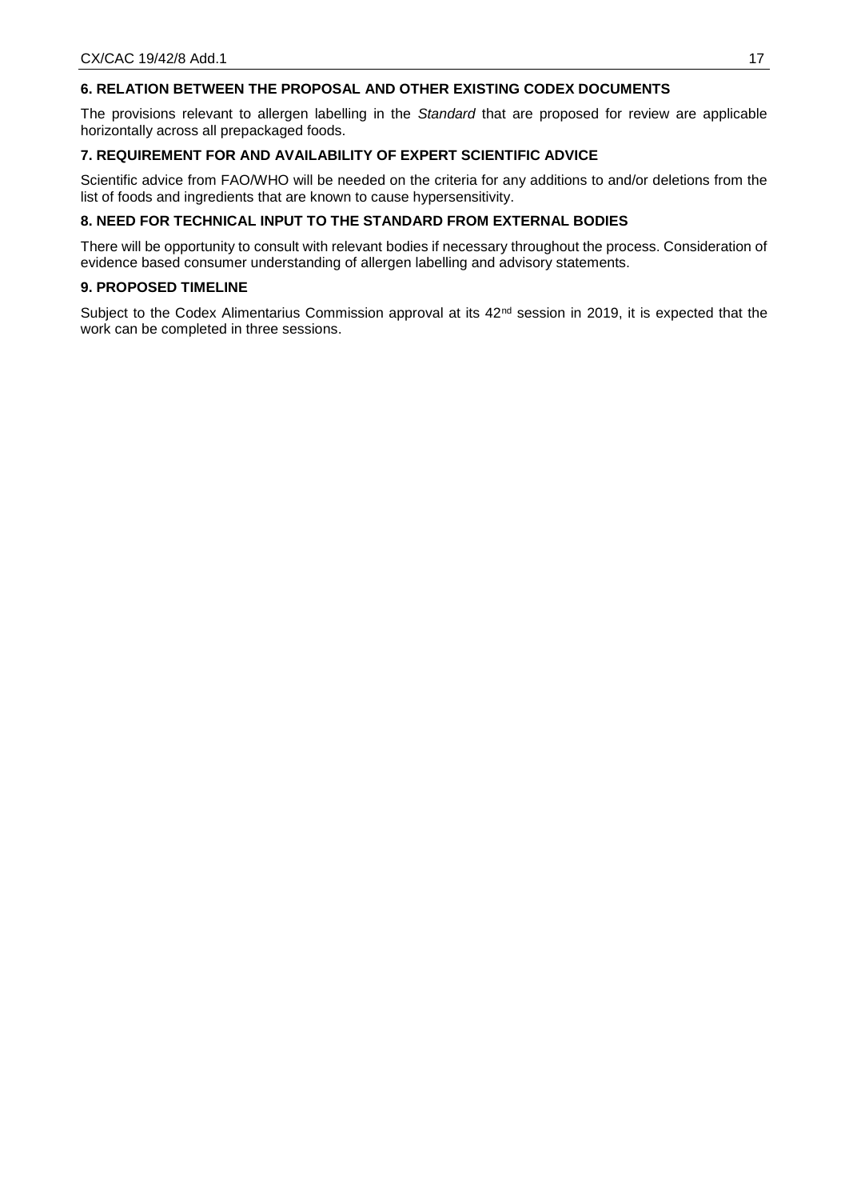### 6. RELATION BETWEEN THE PROPOSAL AND OTHER EXISTING CODEX DOCUMENTS

The provisions relevant to allergen labelling in the *Standard* that are proposed for review are applicable horizontally across all prepackaged foods.

### 7. REQUIREMENT FOR AND AVAILABILITY OF EXPERT SCIENTIFIC ADVICE

Scientific advice from FAO/WHO will be needed on the criteria for any additions to and/or deletions from the list of foods and ingredients that are known to cause hypersensitivity.

### 8. NEED FOR TECHNICAL INPUT TO THE STANDARD FROM EXTERNAL BODIES

There will be opportunity to consult with relevant bodies if necessary throughout the process. Consideration of evidence based consumer understanding of allergen labelling and advisory statements.

### 9. PROPOSED TIMELINE

Subject to the Codex Alimentarius Commission approval at its 42nd session in 2019, it is expected that the work can be completed in three sessions.